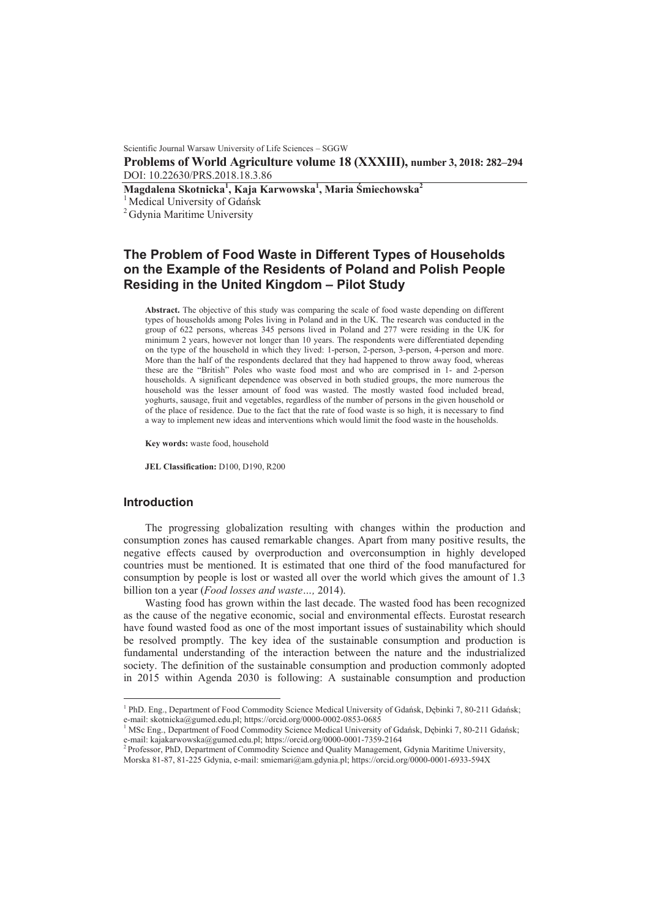Scientific Journal Warsaw University of Life Sciences – SGGW

**Problems of World Agriculture volume 18 (XXXIII), number 3, 2018: 282–294**
DOI: 10.22630/PRS.2018.18.3.86

**Magdalena Skotnicka[1], Kaja Karwowska[1], Maria Śmiechowska[2]**
[1] Medical University of Gdańsk
[2] Gdynia Maritime University

# The Problem of Food Waste in Different Types of Households on the Example of the Residents of Poland and Polish People Residing in the United Kingdom – Pilot Study

**Abstract.** The objective of this study was comparing the scale of food waste depending on different types of households among Poles living in Poland and in the UK. The research was conducted in the group of 622 persons, whereas 345 persons lived in Poland and 277 were residing in the UK for minimum 2 years, however not longer than 10 years. The respondents were differentiated depending on the type of the household in which they lived: 1-person, 2-person, 3-person, 4-person and more. More than the half of the respondents declared that they had happened to throw away food, whereas these are the "British" Poles who waste food most and who are comprised in 1- and 2-person households. A significant dependence was observed in both studied groups, the more numerous the household was the lesser amount of food was wasted. The mostly wasted food included bread, yoghurts, sausage, fruit and vegetables, regardless of the number of persons in the given household or of the place of residence. Due to the fact that the rate of food waste is so high, it is necessary to find a way to implement new ideas and interventions which would limit the food waste in the households.

**Key words:** waste food, household

**JEL Classification:** D100, D190, R200

## Introduction

The progressing globalization resulting with changes within the production and consumption zones has caused remarkable changes. Apart from many positive results, the negative effects caused by overproduction and overconsumption in highly developed countries must be mentioned. It is estimated that one third of the food manufactured for consumption by people is lost or wasted all over the world which gives the amount of 1.3 billion ton a year (*Food losses and waste…,* 2014).

Wasting food has grown within the last decade. The wasted food has been recognized as the cause of the negative economic, social and environmental effects. Eurostat research have found wasted food as one of the most important issues of sustainability which should be resolved promptly. The key idea of the sustainable consumption and production is fundamental understanding of the interaction between the nature and the industrialized society. The definition of the sustainable consumption and production commonly adopted in 2015 within Agenda 2030 is following: A sustainable consumption and production

---

[1] PhD. Eng., Department of Food Commodity Science Medical University of Gdańsk, Dębinki 7, 80-211 Gdańsk; e-mail: skotnicka@gumed.edu.pl; https://orcid.org/0000-0002-0853-0685

[1] MSc Eng., Department of Food Commodity Science Medical University of Gdańsk, Dębinki 7, 80-211 Gdańsk; e-mail: kajakarwowska@gumed.edu.pl; https://orcid.org/0000-0001-7359-2164

[2] Professor, PhD, Department of Commodity Science and Quality Management, Gdynia Maritime University, Morska 81-87, 81-225 Gdynia, e-mail: smiemari@am.gdynia.pl; https://orcid.org/0000-0001-6933-594X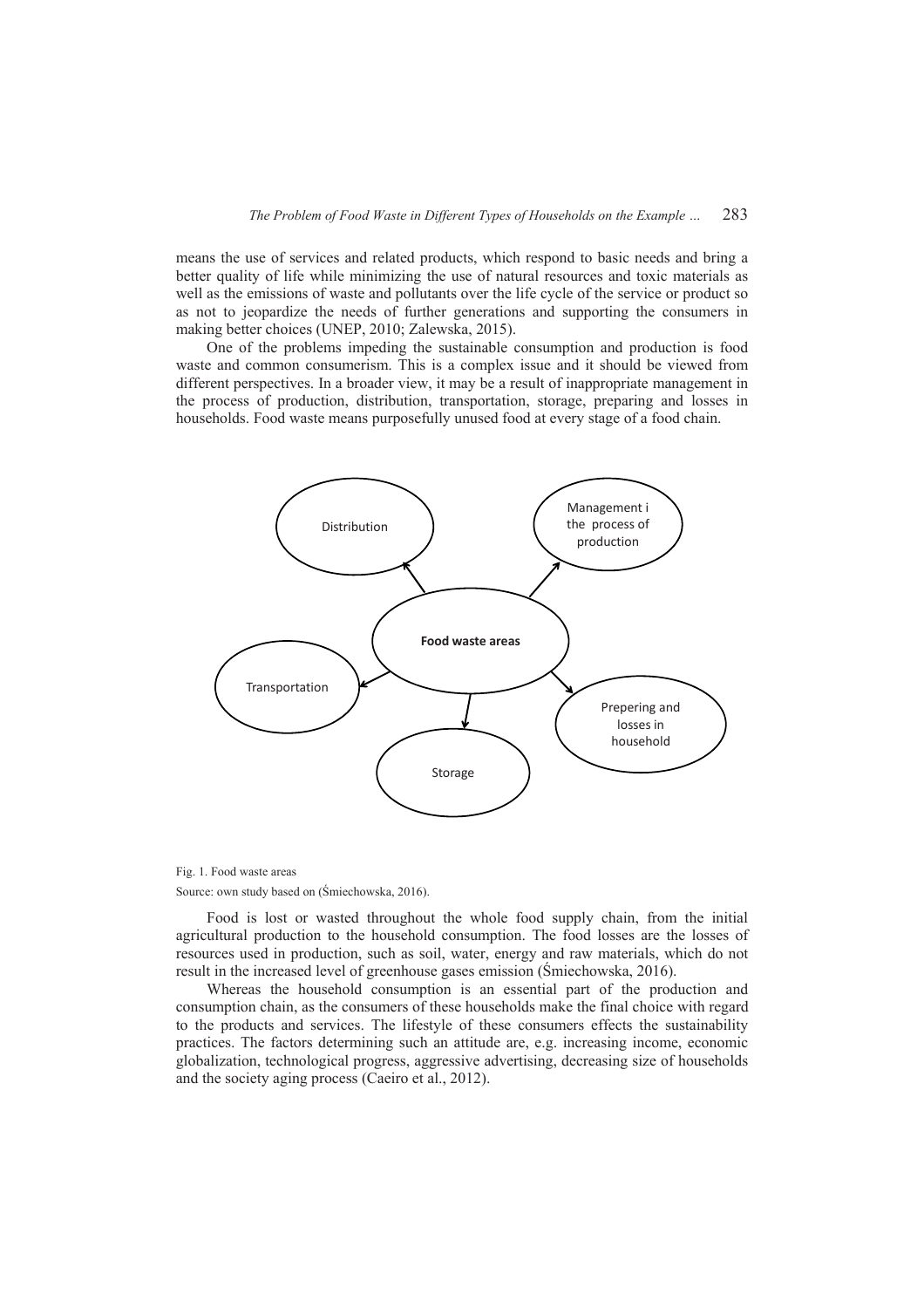means the use of services and related products, which respond to basic needs and bring a better quality of life while minimizing the use of natural resources and toxic materials as well as the emissions of waste and pollutants over the life cycle of the service or product so as not to jeopardize the needs of further generations and supporting the consumers in making better choices (UNEP, 2010; Zalewska, 2015).

One of the problems impeding the sustainable consumption and production is food waste and common consumerism. This is a complex issue and it should be viewed from different perspectives. In a broader view, it may be a result of inappropriate management in the process of production, distribution, transportation, storage, preparing and losses in households. Food waste means purposefully unused food at every stage of a food chain.

Fig. 1. Food waste areas

Source: own study based on (Śmiechowska, 2016).

Food is lost or wasted throughout the whole food supply chain, from the initial agricultural production to the household consumption. The food losses are the losses of resources used in production, such as soil, water, energy and raw materials, which do not result in the increased level of greenhouse gases emission (Śmiechowska, 2016).

Whereas the household consumption is an essential part of the production and consumption chain, as the consumers of these households make the final choice with regard to the products and services. The lifestyle of these consumers effects the sustainability practices. The factors determining such an attitude are, e.g. increasing income, economic globalization, technological progress, aggressive advertising, decreasing size of households and the society aging process (Caeiro et al., 2012).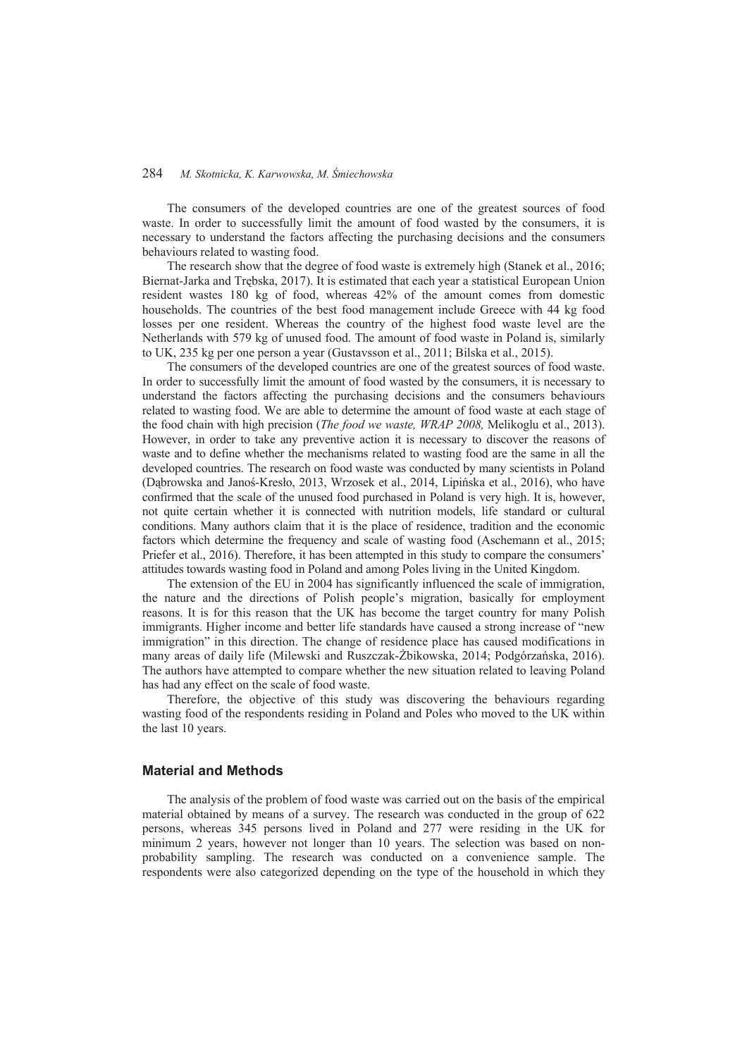The consumers of the developed countries are one of the greatest sources of food waste. In order to successfully limit the amount of food wasted by the consumers, it is necessary to understand the factors affecting the purchasing decisions and the consumers behaviours related to wasting food.

The research show that the degree of food waste is extremely high (Stanek et al., 2016; Biernat-Jarka and Trębska, 2017). It is estimated that each year a statistical European Union resident wastes 180 kg of food, whereas 42% of the amount comes from domestic households. The countries of the best food management include Greece with 44 kg food losses per one resident. Whereas the country of the highest food waste level are the Netherlands with 579 kg of unused food. The amount of food waste in Poland is, similarly to UK, 235 kg per one person a year (Gustavsson et al., 2011; Bilska et al., 2015).

The consumers of the developed countries are one of the greatest sources of food waste. In order to successfully limit the amount of food wasted by the consumers, it is necessary to understand the factors affecting the purchasing decisions and the consumers behaviours related to wasting food. We are able to determine the amount of food waste at each stage of the food chain with high precision (*The food we waste, WRAP 2008,* Melikoglu et al., 2013). However, in order to take any preventive action it is necessary to discover the reasons of waste and to define whether the mechanisms related to wasting food are the same in all the developed countries. The research on food waste was conducted by many scientists in Poland (Dąbrowska and Janoś-Kresło, 2013, Wrzosek et al., 2014, Lipińska et al., 2016), who have confirmed that the scale of the unused food purchased in Poland is very high. It is, however, not quite certain whether it is connected with nutrition models, life standard or cultural conditions. Many authors claim that it is the place of residence, tradition and the economic factors which determine the frequency and scale of wasting food (Aschemann et al., 2015; Priefer et al., 2016). Therefore, it has been attempted in this study to compare the consumers' attitudes towards wasting food in Poland and among Poles living in the United Kingdom.

The extension of the EU in 2004 has significantly influenced the scale of immigration, the nature and the directions of Polish people's migration, basically for employment reasons. It is for this reason that the UK has become the target country for many Polish immigrants. Higher income and better life standards have caused a strong increase of "new immigration" in this direction. The change of residence place has caused modifications in many areas of daily life (Milewski and Ruszczak-Żbikowska, 2014; Podgórzańska, 2016). The authors have attempted to compare whether the new situation related to leaving Poland has had any effect on the scale of food waste.

Therefore, the objective of this study was discovering the behaviours regarding wasting food of the respondents residing in Poland and Poles who moved to the UK within the last 10 years.

## Material and Methods

The analysis of the problem of food waste was carried out on the basis of the empirical material obtained by means of a survey. The research was conducted in the group of 622 persons, whereas 345 persons lived in Poland and 277 were residing in the UK for minimum 2 years, however not longer than 10 years. The selection was based on non-probability sampling. The research was conducted on a convenience sample. The respondents were also categorized depending on the type of the household in which they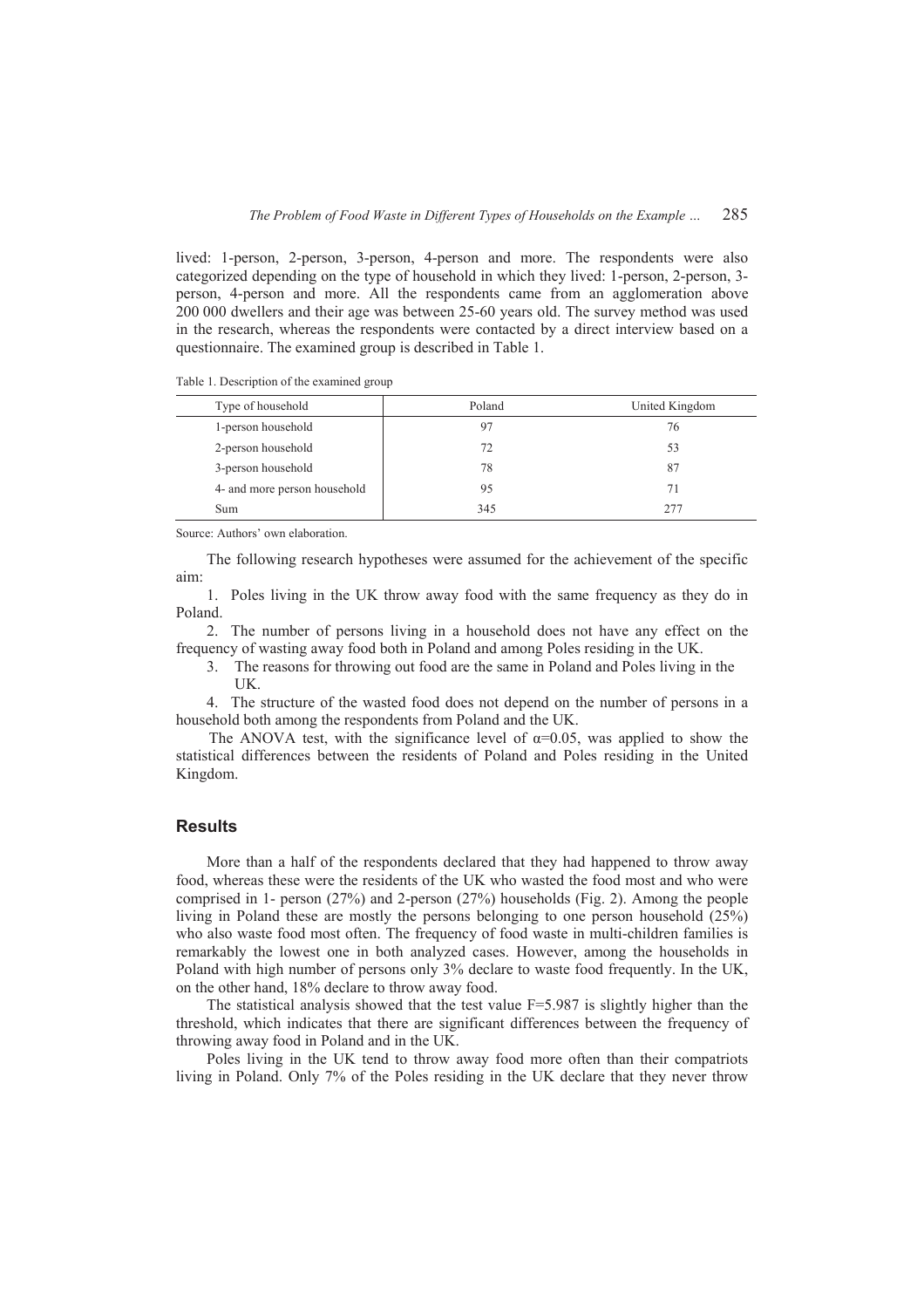lived: 1-person, 2-person, 3-person, 4-person and more. The respondents were also categorized depending on the type of household in which they lived: 1-person, 2-person, 3-person, 4-person and more. All the respondents came from an agglomeration above 200 000 dwellers and their age was between 25-60 years old. The survey method was used in the research, whereas the respondents were contacted by a direct interview based on a questionnaire. The examined group is described in Table 1.

Table 1. Description of the examined group

| Type of household | Poland | United Kingdom |
|---|---|---|
| 1-person household | 97 | 76 |
| 2-person household | 72 | 53 |
| 3-person household | 78 | 87 |
| 4- and more person household | 95 | 71 |
| Sum | 345 | 277 |

Source: Authors' own elaboration.

The following research hypotheses were assumed for the achievement of the specific aim:

1. Poles living in the UK throw away food with the same frequency as they do in Poland.
2. The number of persons living in a household does not have any effect on the frequency of wasting away food both in Poland and among Poles residing in the UK.
3. The reasons for throwing out food are the same in Poland and Poles living in the UK.
4. The structure of the wasted food does not depend on the number of persons in a household both among the respondents from Poland and the UK.

The ANOVA test, with the significance level of $\alpha=0.05$, was applied to show the statistical differences between the residents of Poland and Poles residing in the United Kingdom.

## Results

More than a half of the respondents declared that they had happened to throw away food, whereas these were the residents of the UK who wasted the food most and who were comprised in 1- person (27%) and 2-person (27%) households (Fig. 2). Among the people living in Poland these are mostly the persons belonging to one person household (25%) who also waste food most often. The frequency of food waste in multi-children families is remarkably the lowest one in both analyzed cases. However, among the households in Poland with high number of persons only 3% declare to waste food frequently. In the UK, on the other hand, 18% declare to throw away food.

The statistical analysis showed that the test value $F=5.987$ is slightly higher than the threshold, which indicates that there are significant differences between the frequency of throwing away food in Poland and in the UK.

Poles living in the UK tend to throw away food more often than their compatriots living in Poland. Only 7% of the Poles residing in the UK declare that they never throw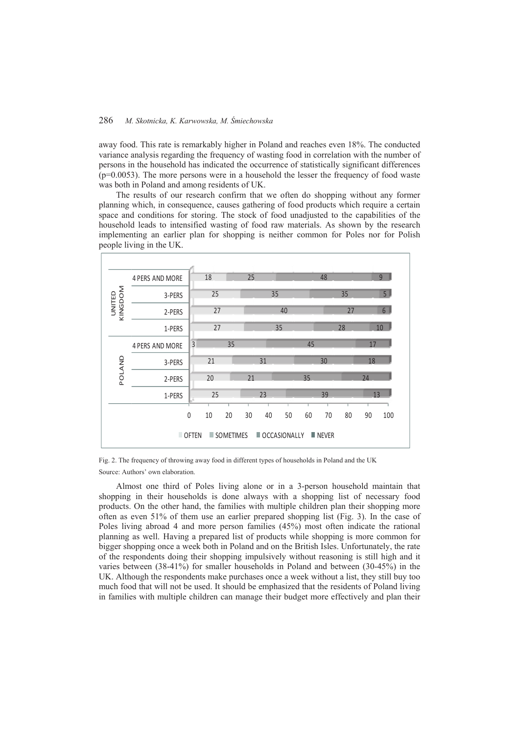away food. This rate is remarkably higher in Poland and reaches even 18%. The conducted variance analysis regarding the frequency of wasting food in correlation with the number of persons in the household has indicated the occurrence of statistically significant differences ($p=0.0053$). The more persons were in a household the lesser the frequency of food waste was both in Poland and among residents of UK.

The results of our research confirm that we often do shopping without any former planning which, in consequence, causes gathering of food products which require a certain space and conditions for storing. The stock of food unadjusted to the capabilities of the household leads to intensified wasting of food raw materials. As shown by the research implementing an earlier plan for shopping is neither common for Poles nor for Polish people living in the UK.

Fig. 2. The frequency of throwing away food in different types of households in Poland and the UK

Source: Authors' own elaboration.

Almost one third of Poles living alone or in a 3-person household maintain that shopping in their households is done always with a shopping list of necessary food products. On the other hand, the families with multiple children plan their shopping more often as even 51% of them use an earlier prepared shopping list (Fig. 3). In the case of Poles living abroad 4 and more person families (45%) most often indicate the rational planning as well. Having a prepared list of products while shopping is more common for bigger shopping once a week both in Poland and on the British Isles. Unfortunately, the rate of the respondents doing their shopping impulsively without reasoning is still high and it varies between (38-41%) for smaller households in Poland and between (30-45%) in the UK. Although the respondents make purchases once a week without a list, they still buy too much food that will not be used. It should be emphasized that the residents of Poland living in families with multiple children can manage their budget more effectively and plan their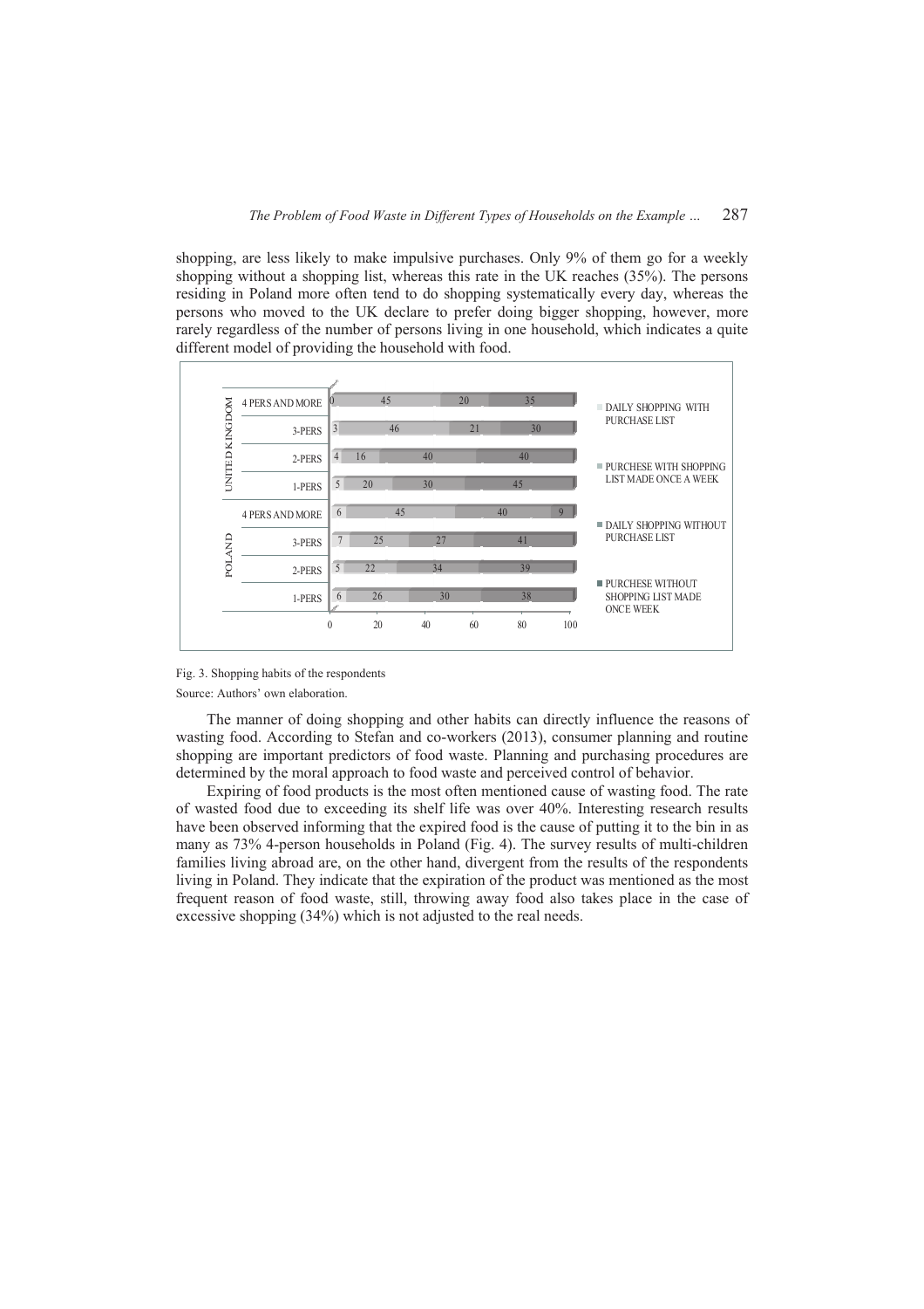shopping, are less likely to make impulsive purchases. Only 9% of them go for a weekly shopping without a shopping list, whereas this rate in the UK reaches (35%). The persons residing in Poland more often tend to do shopping systematically every day, whereas the persons who moved to the UK declare to prefer doing bigger shopping, however, more rarely regardless of the number of persons living in one household, which indicates a quite different model of providing the household with food.

| Country | Household | Daily shopping with purchase list | Purchese with shopping list made once a week | Daily shopping without purchase list | Purchese without shopping list made once week |
|---|---|---|---|---|---|
| United Kingdom | 4 pers and more | 0 | 45 | 20 | 35 |
| | 3-pers | 3 | 46 | 21 | 30 |
| | 2-pers | 4 | 16 | 40 | 40 |
| | 1-pers | 5 | 20 | 30 | 45 |
| Poland | 4 pers and more | 6 | 45 | 40 | 9 |
| | 3-pers | 7 | 25 | 27 | 41 |
| | 2-pers | 5 | 22 | 34 | 39 |
| | 1-pers | 6 | 26 | 30 | 38 |

Fig. 3. Shopping habits of the respondents

Source: Authors' own elaboration.

The manner of doing shopping and other habits can directly influence the reasons of wasting food. According to Stefan and co-workers (2013), consumer planning and routine shopping are important predictors of food waste. Planning and purchasing procedures are determined by the moral approach to food waste and perceived control of behavior.

Expiring of food products is the most often mentioned cause of wasting food. The rate of wasted food due to exceeding its shelf life was over 40%. Interesting research results have been observed informing that the expired food is the cause of putting it to the bin in as many as 73% 4-person households in Poland (Fig. 4). The survey results of multi-children families living abroad are, on the other hand, divergent from the results of the respondents living in Poland. They indicate that the expiration of the product was mentioned as the most frequent reason of food waste, still, throwing away food also takes place in the case of excessive shopping (34%) which is not adjusted to the real needs.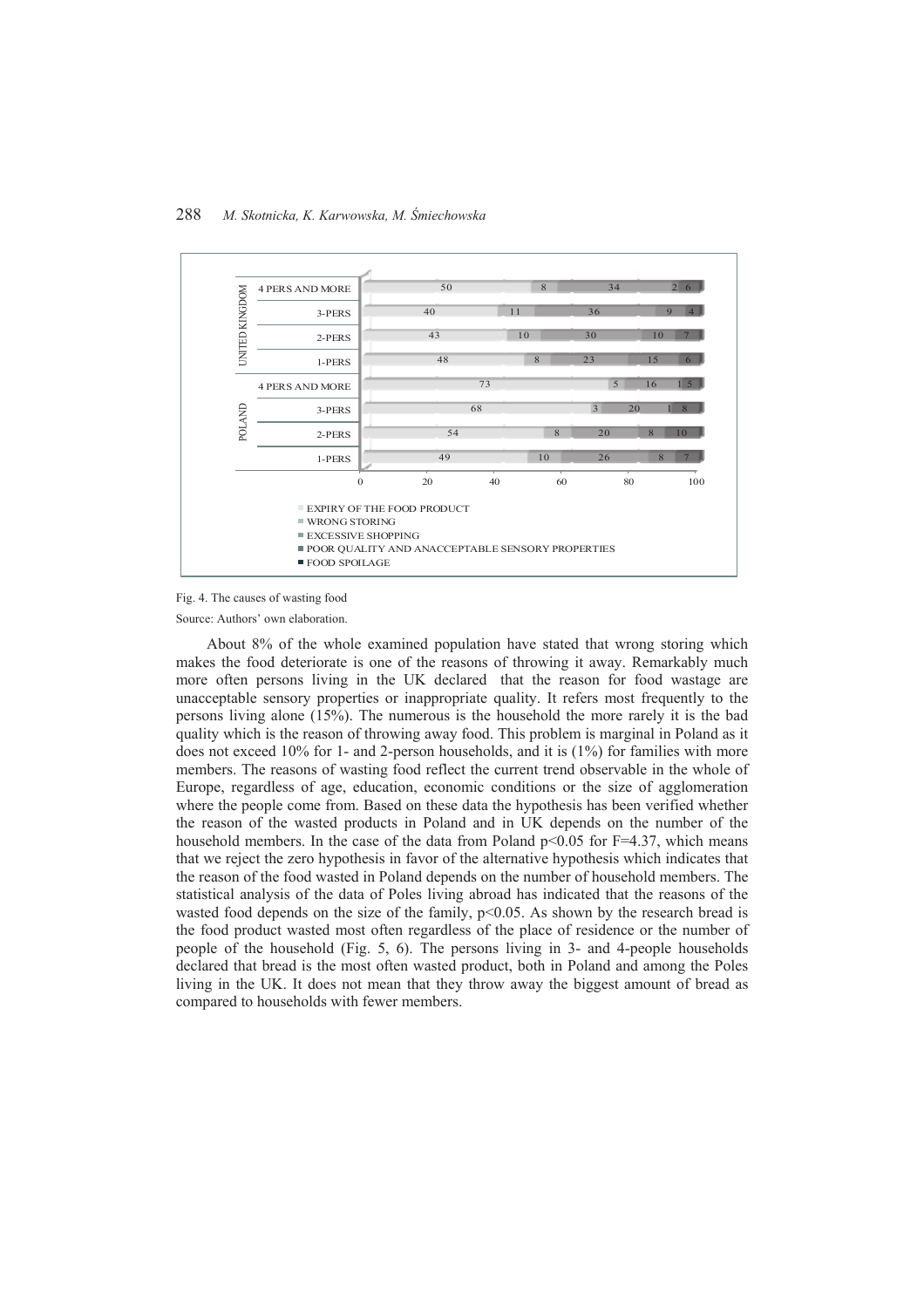| Country | Household | Expiry of the food product | Wrong storing | Excessive shopping | Poor quality and anacceptable sensory properties | Food spoilage |
|---|---|---|---|---|---|---|
| UNITED KINGDOM | 4 PERS AND MORE | 50 | 8 | 34 | 2 | 6 |
| | 3-PERS | 40 | 11 | 36 | 9 | 4 |
| | 2-PERS | 43 | 10 | 30 | 10 | 7 |
| | 1-PERS | 48 | 8 | 23 | 15 | 6 |
| POLAND | 4 PERS AND MORE | 73 | 5 | 16 | 1 | 5 |
| | 3-PERS | 68 | 3 | 20 | 1 | 8 |
| | 2-PERS | 54 | 8 | 20 | 8 | 10 |
| | 1-PERS | 49 | 10 | 26 | 8 | 7 |

Fig. 4. The causes of wasting food

Source: Authors' own elaboration.

About 8% of the whole examined population have stated that wrong storing which makes the food deteriorate is one of the reasons of throwing it away. Remarkably much more often persons living in the UK declared that the reason for food wastage are unacceptable sensory properties or inappropriate quality. It refers most frequently to the persons living alone (15%). The numerous is the household the more rarely it is the bad quality which is the reason of throwing away food. This problem is marginal in Poland as it does not exceed 10% for 1- and 2-person households, and it is (1%) for families with more members. The reasons of wasting food reflect the current trend observable in the whole of Europe, regardless of age, education, economic conditions or the size of agglomeration where the people come from. Based on these data the hypothesis has been verified whether the reason of the wasted products in Poland and in UK depends on the number of the household members. In the case of the data from Poland $p<0.05$ for $F=4.37$, which means that we reject the zero hypothesis in favor of the alternative hypothesis which indicates that the reason of the food wasted in Poland depends on the number of household members. The statistical analysis of the data of Poles living abroad has indicated that the reasons of the wasted food depends on the size of the family, $p<0.05$. As shown by the research bread is the food product wasted most often regardless of the place of residence or the number of people of the household (Fig. 5, 6). The persons living in 3- and 4-people households declared that bread is the most often wasted product, both in Poland and among the Poles living in the UK. It does not mean that they throw away the biggest amount of bread as compared to households with fewer members.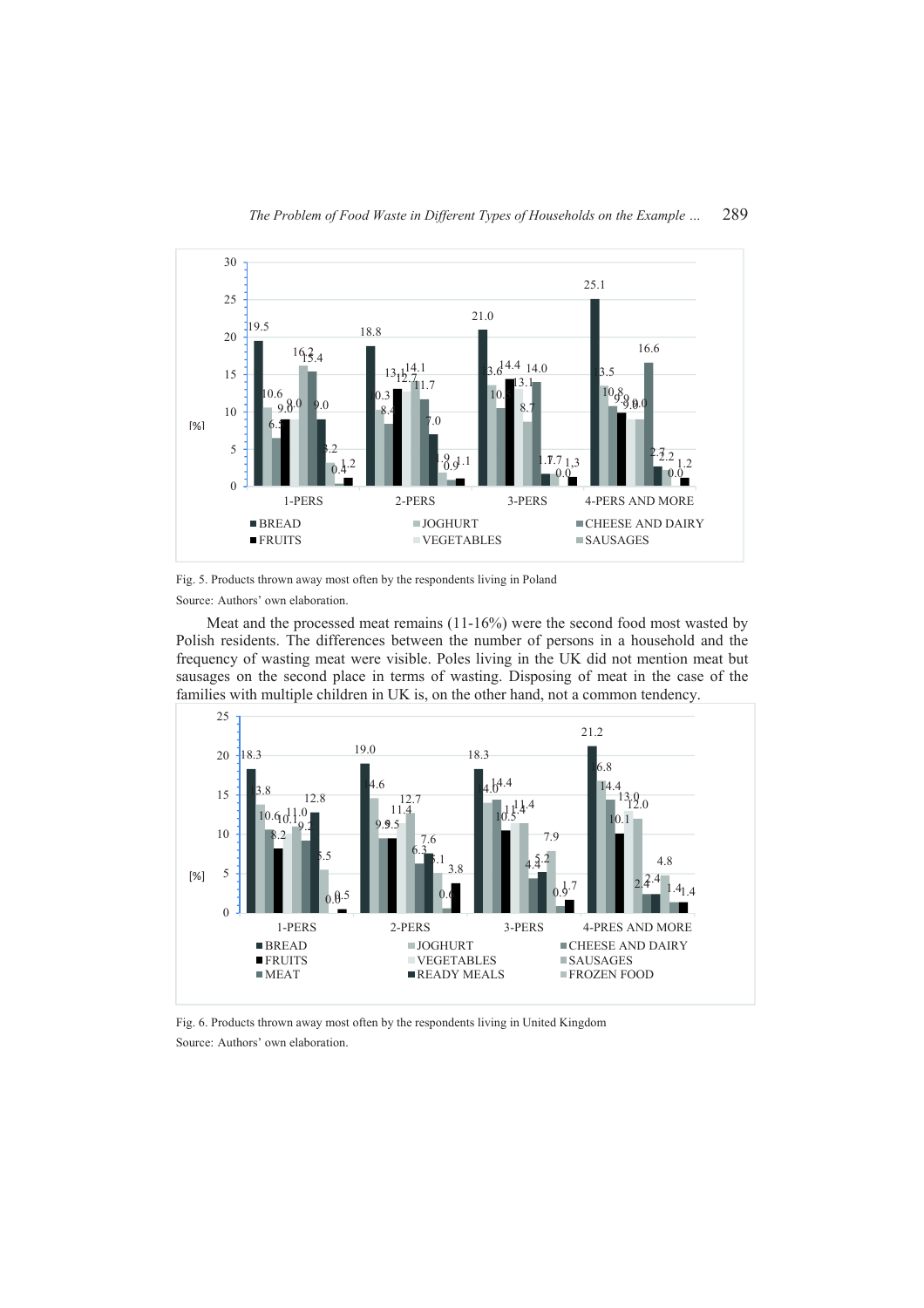Fig. 5. Products thrown away most often by the respondents living in Poland

Source: Authors' own elaboration.

Meat and the processed meat remains (11-16%) were the second food most wasted by Polish residents. The differences between the number of persons in a household and the frequency of wasting meat were visible. Poles living in the UK did not mention meat but sausages on the second place in terms of wasting. Disposing of meat in the case of the families with multiple children in UK is, on the other hand, not a common tendency.

Fig. 6. Products thrown away most often by the respondents living in United Kingdom

Source: Authors' own elaboration.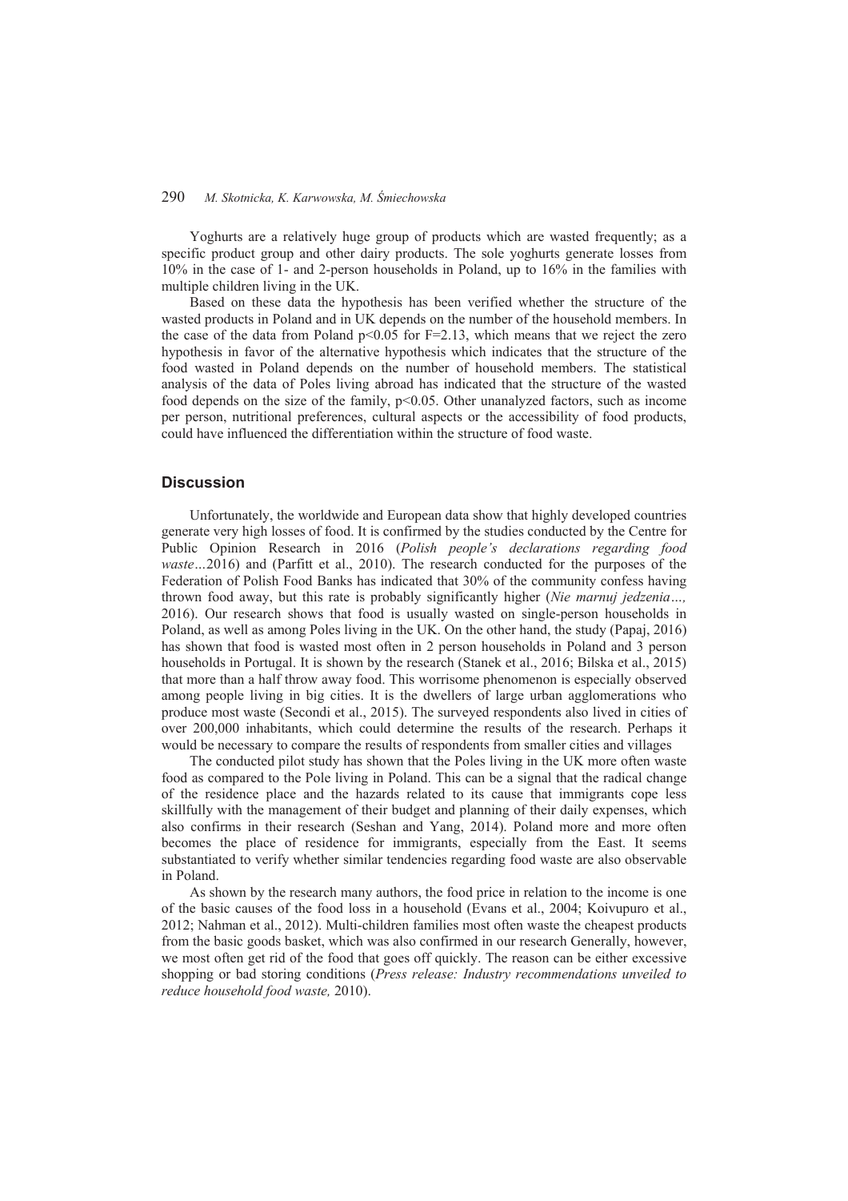Yoghurts are a relatively huge group of products which are wasted frequently; as a specific product group and other dairy products. The sole yoghurts generate losses from 10% in the case of 1- and 2-person households in Poland, up to 16% in the families with multiple children living in the UK.

Based on these data the hypothesis has been verified whether the structure of the wasted products in Poland and in UK depends on the number of the household members. In the case of the data from Poland $p<0.05$ for $F=2.13$, which means that we reject the zero hypothesis in favor of the alternative hypothesis which indicates that the structure of the food wasted in Poland depends on the number of household members. The statistical analysis of the data of Poles living abroad has indicated that the structure of the wasted food depends on the size of the family, $p<0.05$. Other unanalyzed factors, such as income per person, nutritional preferences, cultural aspects or the accessibility of food products, could have influenced the differentiation within the structure of food waste.

## Discussion

Unfortunately, the worldwide and European data show that highly developed countries generate very high losses of food. It is confirmed by the studies conducted by the Centre for Public Opinion Research in 2016 (*Polish people's declarations regarding food waste…*2016) and (Parfitt et al., 2010). The research conducted for the purposes of the Federation of Polish Food Banks has indicated that 30% of the community confess having thrown food away, but this rate is probably significantly higher (*Nie marnuj jedzenia…,* 2016). Our research shows that food is usually wasted on single-person households in Poland, as well as among Poles living in the UK. On the other hand, the study (Papaj, 2016) has shown that food is wasted most often in 2 person households in Poland and 3 person households in Portugal. It is shown by the research (Stanek et al., 2016; Bilska et al., 2015) that more than a half throw away food. This worrisome phenomenon is especially observed among people living in big cities. It is the dwellers of large urban agglomerations who produce most waste (Secondi et al., 2015). The surveyed respondents also lived in cities of over 200,000 inhabitants, which could determine the results of the research. Perhaps it would be necessary to compare the results of respondents from smaller cities and villages

The conducted pilot study has shown that the Poles living in the UK more often waste food as compared to the Pole living in Poland. This can be a signal that the radical change of the residence place and the hazards related to its cause that immigrants cope less skillfully with the management of their budget and planning of their daily expenses, which also confirms in their research (Seshan and Yang, 2014). Poland more and more often becomes the place of residence for immigrants, especially from the East. It seems substantiated to verify whether similar tendencies regarding food waste are also observable in Poland.

As shown by the research many authors, the food price in relation to the income is one of the basic causes of the food loss in a household (Evans et al., 2004; Koivupuro et al., 2012; Nahman et al., 2012). Multi-children families most often waste the cheapest products from the basic goods basket, which was also confirmed in our research Generally, however, we most often get rid of the food that goes off quickly. The reason can be either excessive shopping or bad storing conditions (*Press release: Industry recommendations unveiled to reduce household food waste,* 2010).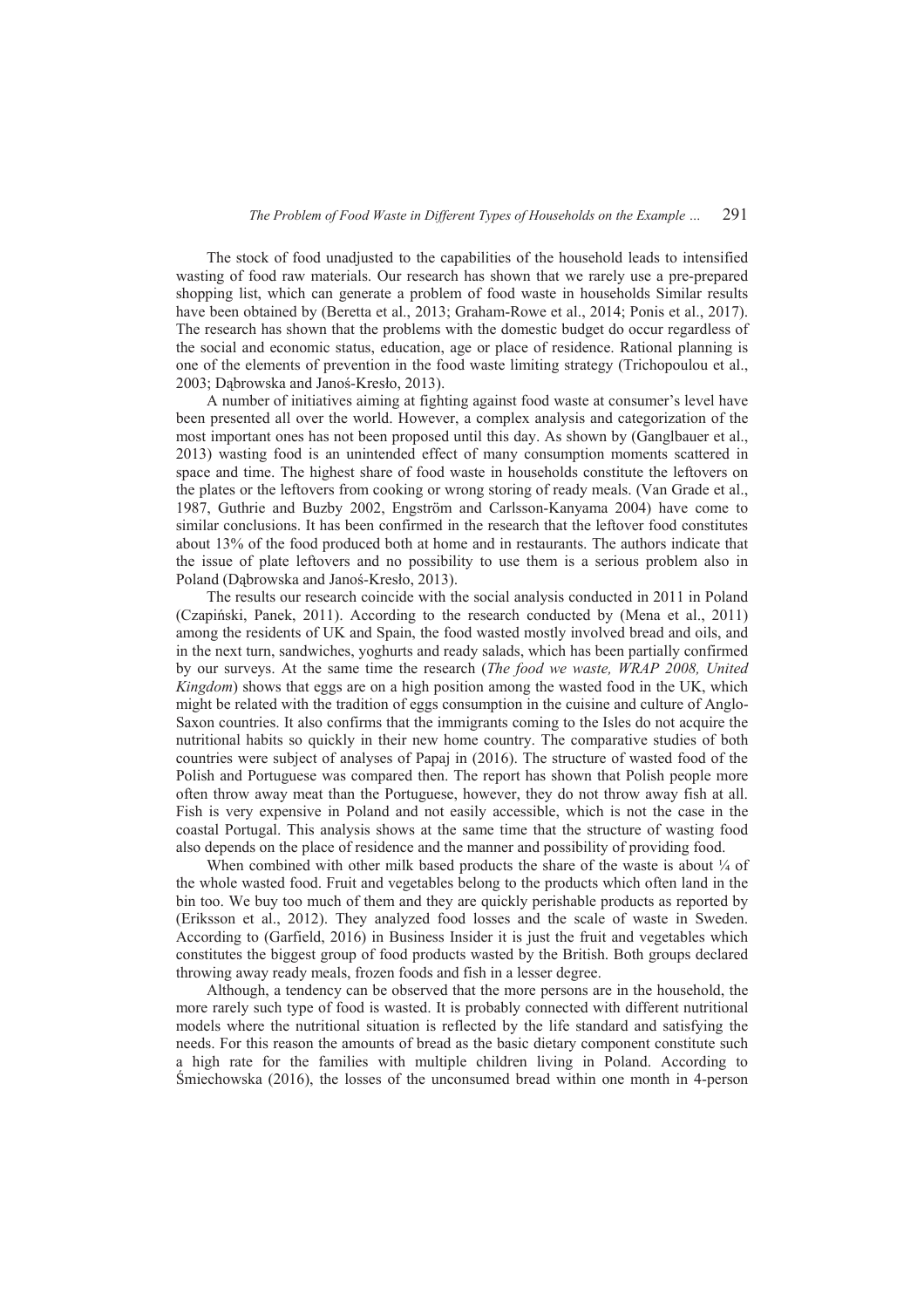The stock of food unadjusted to the capabilities of the household leads to intensified wasting of food raw materials. Our research has shown that we rarely use a pre-prepared shopping list, which can generate a problem of food waste in households Similar results have been obtained by (Beretta et al., 2013; Graham-Rowe et al., 2014; Ponis et al., 2017). The research has shown that the problems with the domestic budget do occur regardless of the social and economic status, education, age or place of residence. Rational planning is one of the elements of prevention in the food waste limiting strategy (Trichopoulou et al., 2003; Dąbrowska and Janoś-Kresło, 2013).

A number of initiatives aiming at fighting against food waste at consumer's level have been presented all over the world. However, a complex analysis and categorization of the most important ones has not been proposed until this day. As shown by (Ganglbauer et al., 2013) wasting food is an unintended effect of many consumption moments scattered in space and time. The highest share of food waste in households constitute the leftovers on the plates or the leftovers from cooking or wrong storing of ready meals. (Van Grade et al., 1987, Guthrie and Buzby 2002, Engström and Carlsson-Kanyama 2004) have come to similar conclusions. It has been confirmed in the research that the leftover food constitutes about 13% of the food produced both at home and in restaurants. The authors indicate that the issue of plate leftovers and no possibility to use them is a serious problem also in Poland (Dąbrowska and Janoś-Kresło, 2013).

The results our research coincide with the social analysis conducted in 2011 in Poland (Czapiński, Panek, 2011). According to the research conducted by (Mena et al., 2011) among the residents of UK and Spain, the food wasted mostly involved bread and oils, and in the next turn, sandwiches, yoghurts and ready salads, which has been partially confirmed by our surveys. At the same time the research (*The food we waste, WRAP 2008, United Kingdom*) shows that eggs are on a high position among the wasted food in the UK, which might be related with the tradition of eggs consumption in the cuisine and culture of Anglo-Saxon countries. It also confirms that the immigrants coming to the Isles do not acquire the nutritional habits so quickly in their new home country. The comparative studies of both countries were subject of analyses of Papaj in (2016). The structure of wasted food of the Polish and Portuguese was compared then. The report has shown that Polish people more often throw away meat than the Portuguese, however, they do not throw away fish at all. Fish is very expensive in Poland and not easily accessible, which is not the case in the coastal Portugal. This analysis shows at the same time that the structure of wasting food also depends on the place of residence and the manner and possibility of providing food.

When combined with other milk based products the share of the waste is about ¼ of the whole wasted food. Fruit and vegetables belong to the products which often land in the bin too. We buy too much of them and they are quickly perishable products as reported by (Eriksson et al., 2012). They analyzed food losses and the scale of waste in Sweden. According to (Garfield, 2016) in Business Insider it is just the fruit and vegetables which constitutes the biggest group of food products wasted by the British. Both groups declared throwing away ready meals, frozen foods and fish in a lesser degree.

Although, a tendency can be observed that the more persons are in the household, the more rarely such type of food is wasted. It is probably connected with different nutritional models where the nutritional situation is reflected by the life standard and satisfying the needs. For this reason the amounts of bread as the basic dietary component constitute such a high rate for the families with multiple children living in Poland. According to Śmiechowska (2016), the losses of the unconsumed bread within one month in 4-person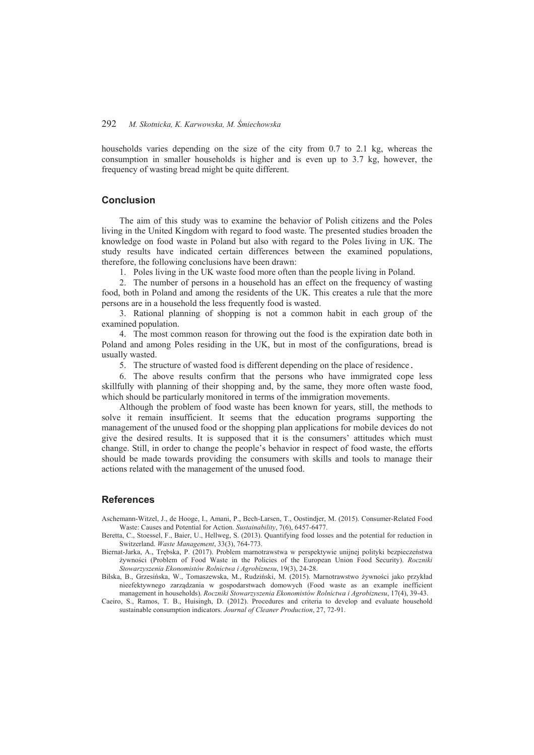households varies depending on the size of the city from 0.7 to 2.1 kg, whereas the consumption in smaller households is higher and is even up to 3.7 kg, however, the frequency of wasting bread might be quite different.

## Conclusion

The aim of this study was to examine the behavior of Polish citizens and the Poles living in the United Kingdom with regard to food waste. The presented studies broaden the knowledge on food waste in Poland but also with regard to the Poles living in UK. The study results have indicated certain differences between the examined populations, therefore, the following conclusions have been drawn:

1. Poles living in the UK waste food more often than the people living in Poland.
2. The number of persons in a household has an effect on the frequency of wasting food, both in Poland and among the residents of the UK. This creates a rule that the more persons are in a household the less frequently food is wasted.
3. Rational planning of shopping is not a common habit in each group of the examined population.
4. The most common reason for throwing out the food is the expiration date both in Poland and among Poles residing in the UK, but in most of the configurations, bread is usually wasted.
5. The structure of wasted food is different depending on the place of residence.
6. The above results confirm that the persons who have immigrated cope less skillfully with planning of their shopping and, by the same, they more often waste food, which should be particularly monitored in terms of the immigration movements.

Although the problem of food waste has been known for years, still, the methods to solve it remain insufficient. It seems that the education programs supporting the management of the unused food or the shopping plan applications for mobile devices do not give the desired results. It is supposed that it is the consumers' attitudes which must change. Still, in order to change the people's behavior in respect of food waste, the efforts should be made towards providing the consumers with skills and tools to manage their actions related with the management of the unused food.

## References

Aschemann-Witzel, J., de Hooge, I., Amani, P., Bech-Larsen, T., Oostindjer, M. (2015). Consumer-Related Food Waste: Causes and Potential for Action. *Sustainability*, 7(6), 6457-6477.

Beretta, C., Stoessel, F., Baier, U., Hellweg, S. (2013). Quantifying food losses and the potential for reduction in Switzerland. *Waste Management*, 33(3), 764-773.

Biernat-Jarka, A., Trębska, P. (2017). Problem marnotrawstwa w perspektywie unijnej polityki bezpieczeństwa żywności (Problem of Food Waste in the Policies of the European Union Food Security). *Roczniki Stowarzyszenia Ekonomistów Rolnictwa i Agrobiznesu*, 19(3), 24-28.

Bilska, B., Grzesińska, W., Tomaszewska, M., Rudziński, M. (2015). Marnotrawstwo żywności jako przykład nieefektywnego zarządzania w gospodarstwach domowych (Food waste as an example inefficient management in households). *Roczniki Stowarzyszenia Ekonomistów Rolnictwa i Agrobiznesu*, 17(4), 39-43.

Caeiro, S., Ramos, T. B., Huisingh, D. (2012). Procedures and criteria to develop and evaluate household sustainable consumption indicators. *Journal of Cleaner Production*, 27, 72-91.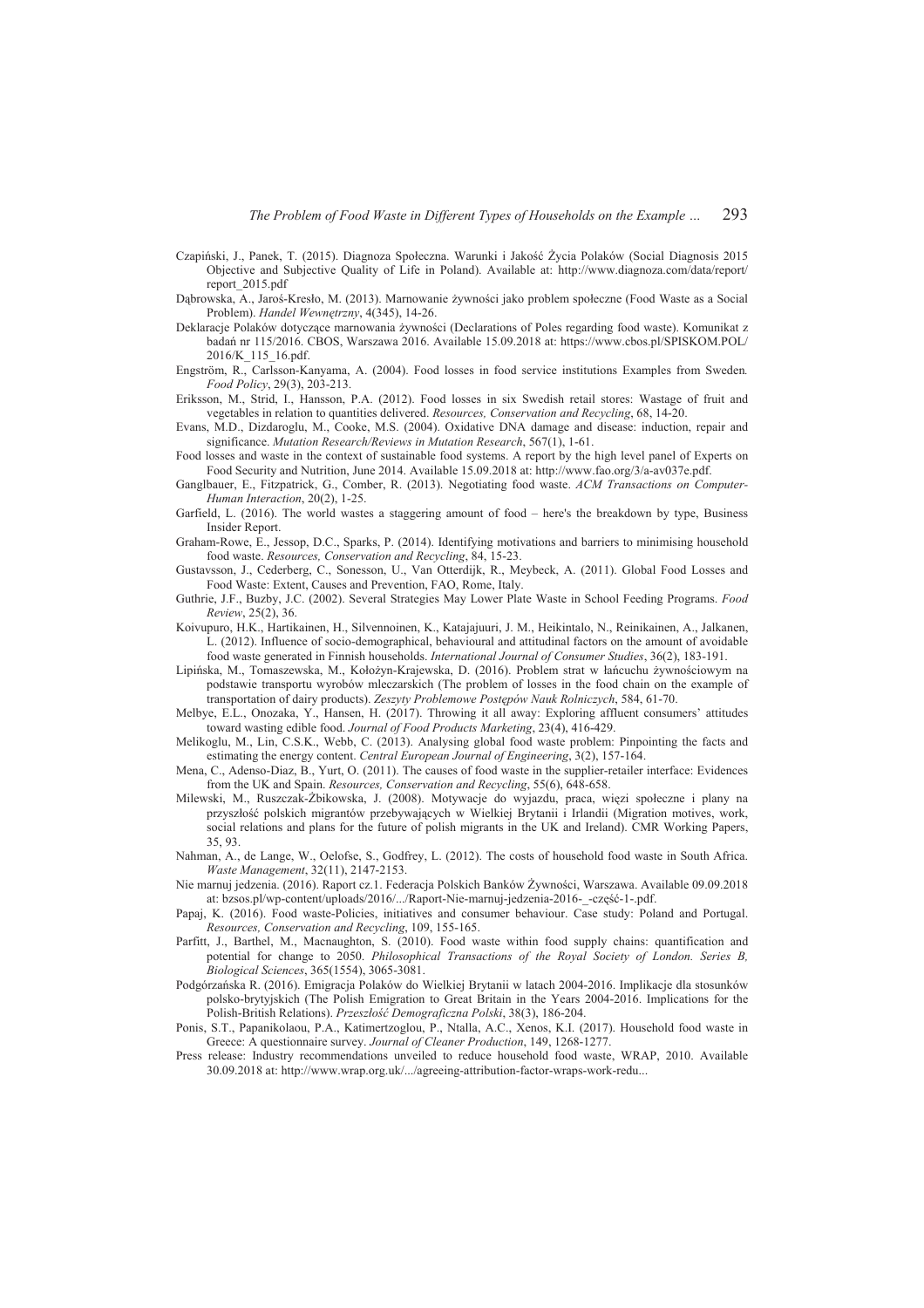Czapiński, J., Panek, T. (2015). Diagnoza Społeczna. Warunki i Jakość Życia Polaków (Social Diagnosis 2015 Objective and Subjective Quality of Life in Poland). Available at: http://www.diagnoza.com/data/report/report_2015.pdf

Dąbrowska, A., Jaroś-Kresło, M. (2013). Marnowanie żywności jako problem społeczne (Food Waste as a Social Problem). *Handel Wewnętrzny*, 4(345), 14-26.

Deklaracje Polaków dotyczące marnowania żywności (Declarations of Poles regarding food waste). Komunikat z badań nr 115/2016. CBOS, Warszawa 2016. Available 15.09.2018 at: https://www.cbos.pl/SPISKOM.POL/2016/K_115_16.pdf.

Engström, R., Carlsson-Kanyama, A. (2004). Food losses in food service institutions Examples from Sweden. *Food Policy*, 29(3), 203-213.

Eriksson, M., Strid, I., Hansson, P.A. (2012). Food losses in six Swedish retail stores: Wastage of fruit and vegetables in relation to quantities delivered. *Resources, Conservation and Recycling*, 68, 14-20.

Evans, M.D., Dizdaroglu, M., Cooke, M.S. (2004). Oxidative DNA damage and disease: induction, repair and significance. *Mutation Research/Reviews in Mutation Research*, 567(1), 1-61.

Food losses and waste in the context of sustainable food systems. A report by the high level panel of Experts on Food Security and Nutrition, June 2014. Available 15.09.2018 at: http://www.fao.org/3/a-av037e.pdf.

Ganglbauer, E., Fitzpatrick, G., Comber, R. (2013). Negotiating food waste. *ACM Transactions on Computer-Human Interaction*, 20(2), 1-25.

Garfield, L. (2016). The world wastes a staggering amount of food – here's the breakdown by type, Business Insider Report.

Graham-Rowe, E., Jessop, D.C., Sparks, P. (2014). Identifying motivations and barriers to minimising household food waste. *Resources, Conservation and Recycling*, 84, 15-23.

Gustavsson, J., Cederberg, C., Sonesson, U., Van Otterdijk, R., Meybeck, A. (2011). Global Food Losses and Food Waste: Extent, Causes and Prevention, FAO, Rome, Italy.

Guthrie, J.F., Buzby, J.C. (2002). Several Strategies May Lower Plate Waste in School Feeding Programs. *Food Review*, 25(2), 36.

Koivupuro, H.K., Hartikainen, H., Silvennoinen, K., Katajajuuri, J. M., Heikintalo, N., Reinikainen, A., Jalkanen, L. (2012). Influence of socio-demographical, behavioural and attitudinal factors on the amount of avoidable food waste generated in Finnish households. *International Journal of Consumer Studies*, 36(2), 183-191.

Lipińska, M., Tomaszewska, M., Kołożyn-Krajewska, D. (2016). Problem strat w łańcuchu żywnościowym na podstawie transportu wyrobów mleczarskich (The problem of losses in the food chain on the example of transportation of dairy products). *Zeszyty Problemowe Postępów Nauk Rolniczych*, 584, 61-70.

Melbye, E.L., Onozaka, Y., Hansen, H. (2017). Throwing it all away: Exploring affluent consumers' attitudes toward wasting edible food. *Journal of Food Products Marketing*, 23(4), 416-429.

Melikoglu, M., Lin, C.S.K., Webb, C. (2013). Analysing global food waste problem: Pinpointing the facts and estimating the energy content. *Central European Journal of Engineering*, 3(2), 157-164.

Mena, C., Adenso-Diaz, B., Yurt, O. (2011). The causes of food waste in the supplier-retailer interface: Evidences from the UK and Spain. *Resources, Conservation and Recycling*, 55(6), 648-658.

Milewski, M., Ruszczak-Żbikowska, J. (2008). Motywacje do wyjazdu, praca, więzi społeczne i plany na przyszłość polskich migrantów przebywających w Wielkiej Brytanii i Irlandii (Migration motives, work, social relations and plans for the future of polish migrants in the UK and Ireland). CMR Working Papers, 35, 93.

Nahman, A., de Lange, W., Oelofse, S., Godfrey, L. (2012). The costs of household food waste in South Africa. *Waste Management*, 32(11), 2147-2153.

Nie marnuj jedzenia. (2016). Raport cz.1. Federacja Polskich Banków Żywności, Warszawa. Available 09.09.2018 at: bzsos.pl/wp-content/uploads/2016/.../Raport-Nie-marnuj-jedzenia-2016-_-część-1-.pdf.

Papaj, K. (2016). Food waste-Policies, initiatives and consumer behaviour. Case study: Poland and Portugal. *Resources, Conservation and Recycling*, 109, 155-165.

Parfitt, J., Barthel, M., Macnaughton, S. (2010). Food waste within food supply chains: quantification and potential for change to 2050. *Philosophical Transactions of the Royal Society of London. Series B, Biological Sciences*, 365(1554), 3065-3081.

Podgórzańska R. (2016). Emigracja Polaków do Wielkiej Brytanii w latach 2004-2016. Implikacje dla stosunków polsko-brytyjskich (The Polish Emigration to Great Britain in the Years 2004-2016. Implications for the Polish-British Relations). *Przeszłość Demograficzna Polski*, 38(3), 186-204.

Ponis, S.T., Papanikolaou, P.A., Katimertzoglou, P., Ntalla, A.C., Xenos, K.I. (2017). Household food waste in Greece: A questionnaire survey. *Journal of Cleaner Production*, 149, 1268-1277.

Press release: Industry recommendations unveiled to reduce household food waste, WRAP, 2010. Available 30.09.2018 at: http://www.wrap.org.uk/.../agreeing-attribution-factor-wraps-work-redu...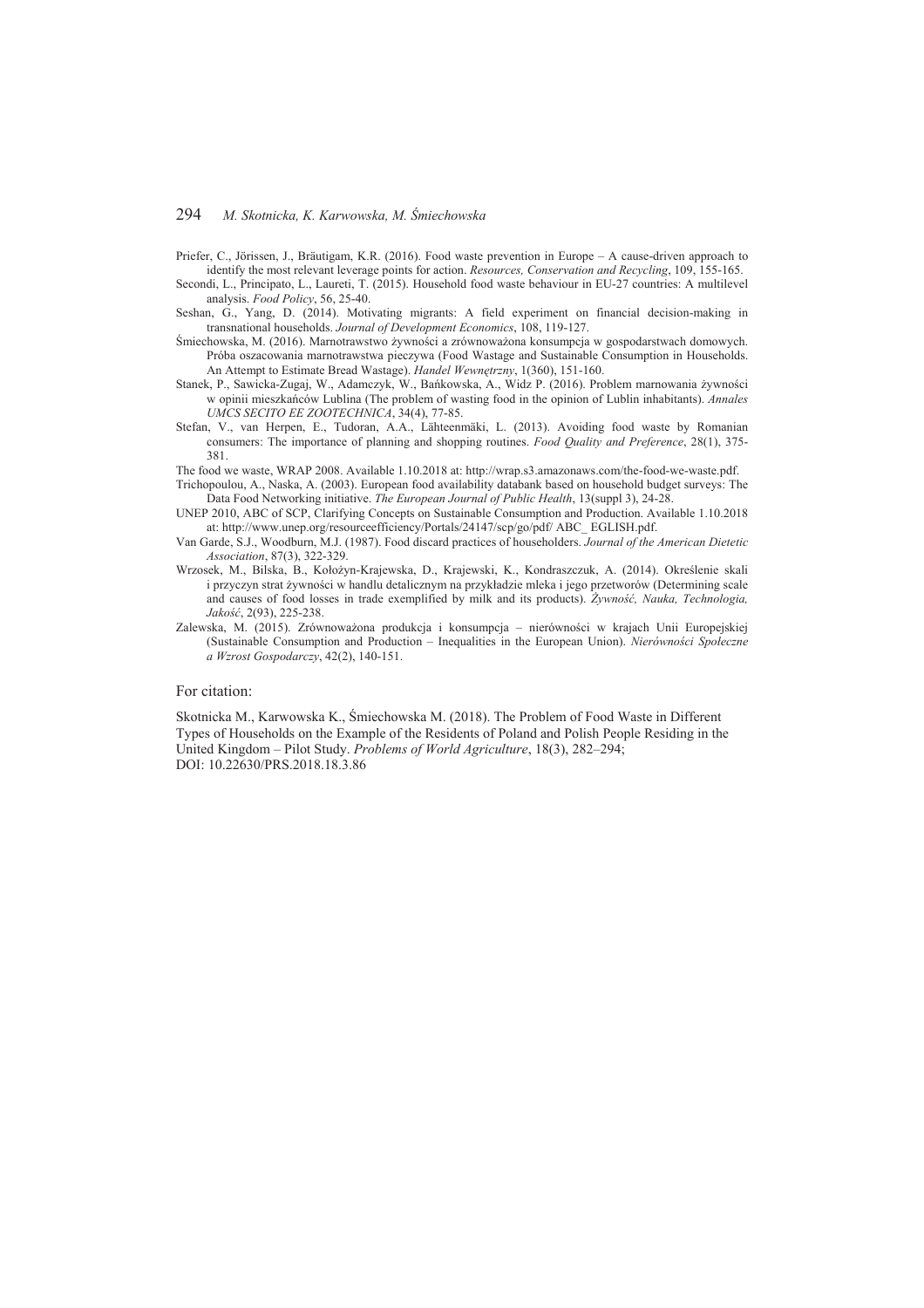Priefer, C., Jörissen, J., Bräutigam, K.R. (2016). Food waste prevention in Europe – A cause-driven approach to identify the most relevant leverage points for action. *Resources, Conservation and Recycling*, 109, 155-165.

Secondi, L., Principato, L., Laureti, T. (2015). Household food waste behaviour in EU-27 countries: A multilevel analysis. *Food Policy*, 56, 25-40.

Seshan, G., Yang, D. (2014). Motivating migrants: A field experiment on financial decision-making in transnational households. *Journal of Development Economics*, 108, 119-127.

Śmiechowska, M. (2016). Marnotrawstwo żywności a zrównoważona konsumpcja w gospodarstwach domowych. Próba oszacowania marnotrawstwa pieczywa (Food Wastage and Sustainable Consumption in Households. An Attempt to Estimate Bread Wastage). *Handel Wewnętrzny*, 1(360), 151-160.

Stanek, P., Sawicka-Zugaj, W., Adamczyk, W., Bańkowska, A., Widz P. (2016). Problem marnowania żywności w opinii mieszkańców Lublina (The problem of wasting food in the opinion of Lublin inhabitants). *Annales UMCS SECITO EE ZOOTECHNICA*, 34(4), 77-85.

Stefan, V., van Herpen, E., Tudoran, A.A., Lähteenmäki, L. (2013). Avoiding food waste by Romanian consumers: The importance of planning and shopping routines. *Food Quality and Preference*, 28(1), 375-381.

The food we waste, WRAP 2008. Available 1.10.2018 at: http://wrap.s3.amazonaws.com/the-food-we-waste.pdf.

Trichopoulou, A., Naska, A. (2003). European food availability databank based on household budget surveys: The Data Food Networking initiative. *The European Journal of Public Health*, 13(suppl 3), 24-28.

UNEP 2010, ABC of SCP, Clarifying Concepts on Sustainable Consumption and Production. Available 1.10.2018 at: http://www.unep.org/resourceefficiency/Portals/24147/scp/go/pdf/ ABC_ EGLISH.pdf.

Van Garde, S.J., Woodburn, M.J. (1987). Food discard practices of householders. *Journal of the American Dietetic Association*, 87(3), 322-329.

Wrzosek, M., Bilska, B., Kołożyn-Krajewska, D., Krajewski, K., Kondraszczuk, A. (2014). Określenie skali i przyczyn strat żywności w handlu detalicznym na przykładzie mleka i jego przetworów (Determining scale and causes of food losses in trade exemplified by milk and its products). *Żywność, Nauka, Technologia, Jakość*, 2(93), 225-238.

Zalewska, M. (2015). Zrównoważona produkcja i konsumpcja – nierówności w krajach Unii Europejskiej (Sustainable Consumption and Production – Inequalities in the European Union). *Nierówności Społeczne a Wzrost Gospodarczy*, 42(2), 140-151.

For citation:

Skotnicka M., Karwowska K., Śmiechowska M. (2018). The Problem of Food Waste in Different Types of Households on the Example of the Residents of Poland and Polish People Residing in the United Kingdom – Pilot Study. *Problems of World Agriculture*, 18(3), 282–294; DOI: 10.22630/PRS.2018.18.3.86